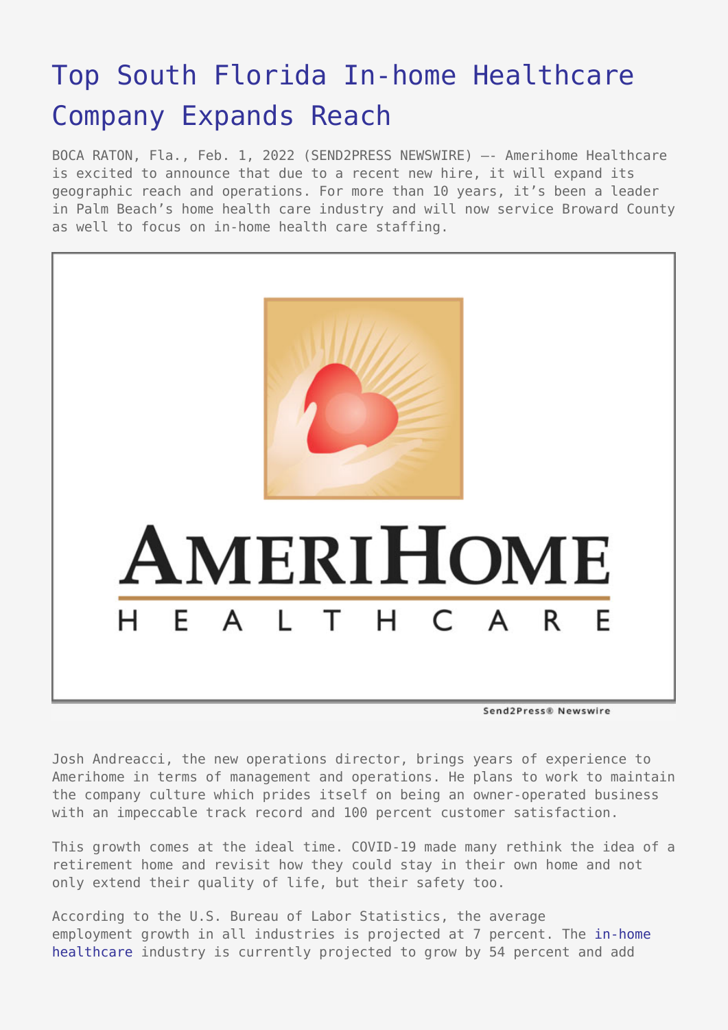# Top South Florida In-home Healthcare Company Expands Reach

BOCA RATON, Fla., Feb. 1, 2022 (SEND2PRESS NEWSWIRE) —- Amerihome Healthcare is excited to announce that due to a recent new hire, it will expand its geographic reach and operations. For more than 10 years, it's been a leader in Palm Beach's home health care industry and will now service Broward County as well to focus on in-home health care staffing.

Josh Andreacci, the new operations director, brings years of experience to Amerihome in terms of management and operations. He plans to work to maintain the company culture which prides itself on being an owner-operated business with an impeccable track record and 100 percent customer satisfaction.

This growth comes at the ideal time. COVID-19 made many rethink the idea of a retirement home and revisit how they could stay in their own home and not only extend their quality of life, but their safety too.

According to the U.S. Bureau of Labor Statistics, the average employment growth in all industries is projected at 7 percent. The in-home healthcare industry is currently projected to grow by 54 percent and add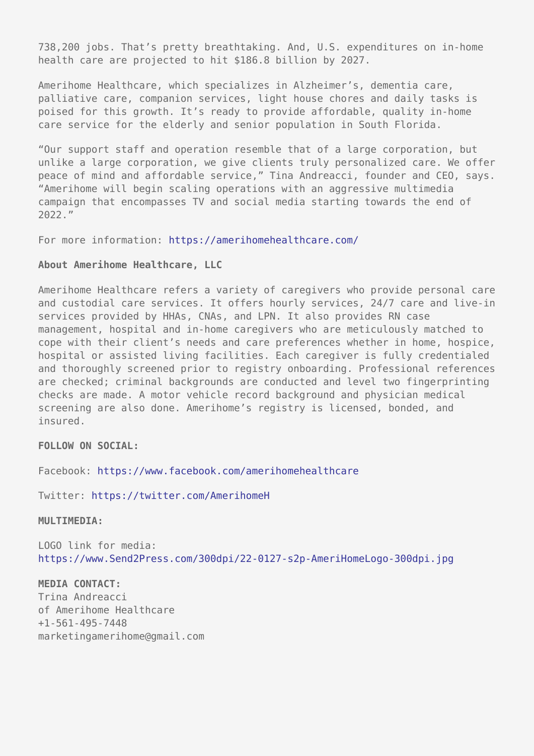738,200 jobs. That's pretty breathtaking. And, U.S. expenditures on in-home health care are projected to hit $186.8 billion by 2027.

Amerihome Healthcare, which specializes in Alzheimer's, dementia care, palliative care, companion services, light house chores and daily tasks is poised for this growth. It's ready to provide affordable, quality in-home care service for the elderly and senior population in South Florida.

"Our support staff and operation resemble that of a large corporation, but unlike a large corporation, we give clients truly personalized care. We offer peace of mind and affordable service," Tina Andreacci, founder and CEO, says. "Amerihome will begin scaling operations with an aggressive multimedia campaign that encompasses TV and social media starting towards the end of 2022."

For more information: https://amerihomehealthcare.com/

**About Amerihome Healthcare, LLC**

Amerihome Healthcare refers a variety of caregivers who provide personal care and custodial care services. It offers hourly services, 24/7 care and live-in services provided by HHAs, CNAs, and LPN. It also provides RN case management, hospital and in-home caregivers who are meticulously matched to cope with their client's needs and care preferences whether in home, hospice, hospital or assisted living facilities. Each caregiver is fully credentialed and thoroughly screened prior to registry onboarding. Professional references are checked; criminal backgrounds are conducted and level two fingerprinting checks are made. A motor vehicle record background and physician medical screening are also done. Amerihome's registry is licensed, bonded, and insured.

**FOLLOW ON SOCIAL:**

Facebook: https://www.facebook.com/amerihomehealthcare

Twitter: https://twitter.com/AmerihomeH

**MULTIMEDIA:**

LOGO link for media:
https://www.Send2Press.com/300dpi/22-0127-s2p-AmeriHomeLogo-300dpi.jpg

**MEDIA CONTACT:**
Trina Andreacci
of Amerihome Healthcare
+1-561-495-7448
marketingamerihome@gmail.com